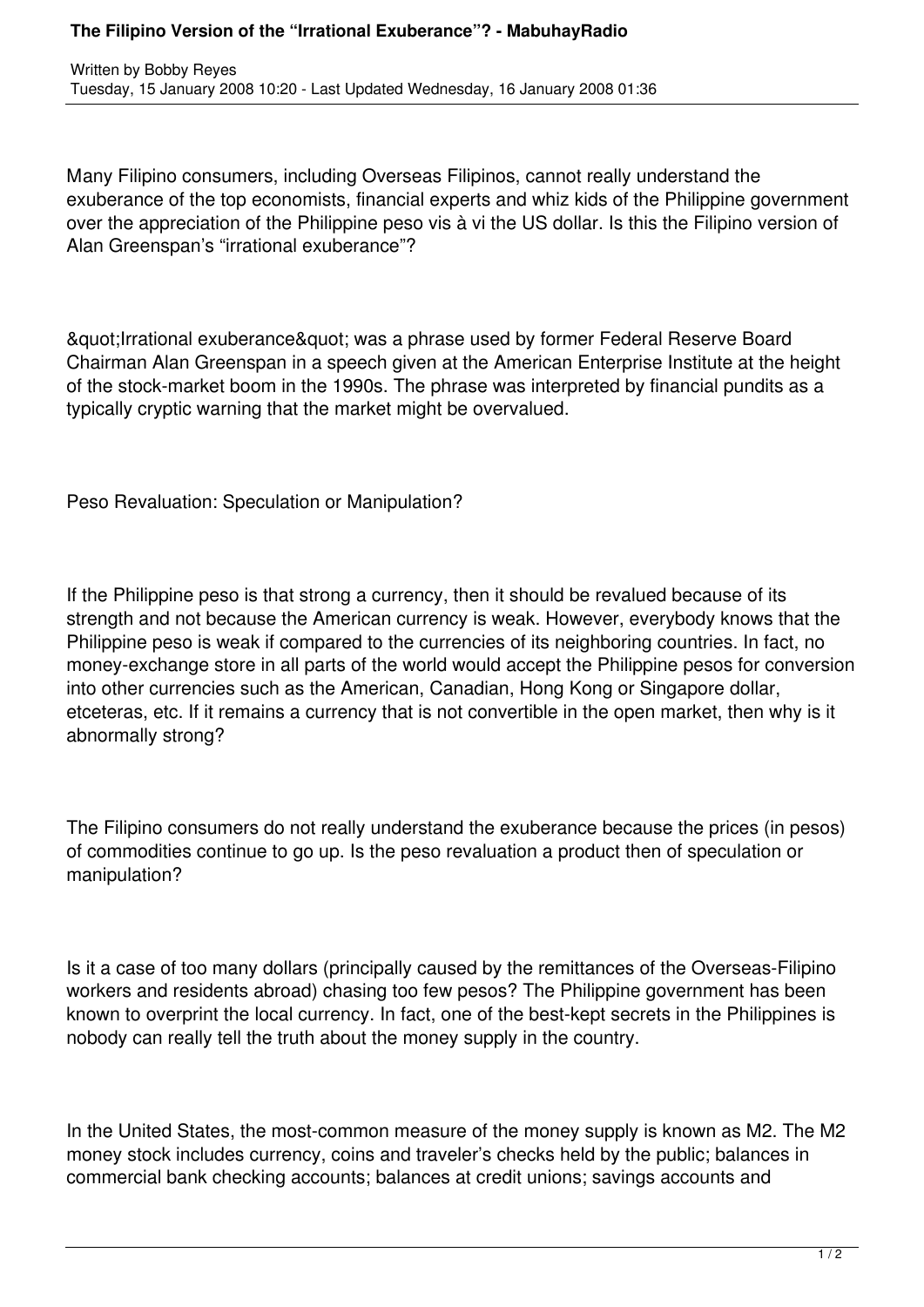# The Filipino Version of the “Irrational Exuberance”? - MabuhayRadio

Written by Bobby Reyes
Tuesday, 15 January 2008 10:20 - Last Updated Wednesday, 16 January 2008 01:36

Many Filipino consumers, including Overseas Filipinos, cannot really understand the exuberance of the top economists, financial experts and whiz kids of the Philippine government over the appreciation of the Philippine peso vis à vi the US dollar. Is this the Filipino version of Alan Greenspan’s “irrational exuberance”?

&quot;Irrational exuberance&quot; was a phrase used by former Federal Reserve Board Chairman Alan Greenspan in a speech given at the American Enterprise Institute at the height of the stock-market boom in the 1990s. The phrase was interpreted by financial pundits as a typically cryptic warning that the market might be overvalued.

Peso Revaluation: Speculation or Manipulation?

If the Philippine peso is that strong a currency, then it should be revalued because of its strength and not because the American currency is weak. However, everybody knows that the Philippine peso is weak if compared to the currencies of its neighboring countries. In fact, no money-exchange store in all parts of the world would accept the Philippine pesos for conversion into other currencies such as the American, Canadian, Hong Kong or Singapore dollar, etceteras, etc. If it remains a currency that is not convertible in the open market, then why is it abnormally strong?

The Filipino consumers do not really understand the exuberance because the prices (in pesos) of commodities continue to go up. Is the peso revaluation a product then of speculation or manipulation?

Is it a case of too many dollars (principally caused by the remittances of the Overseas-Filipino workers and residents abroad) chasing too few pesos? The Philippine government has been known to overprint the local currency. In fact, one of the best-kept secrets in the Philippines is nobody can really tell the truth about the money supply in the country.

In the United States, the most-common measure of the money supply is known as M2. The M2 money stock includes currency, coins and traveler’s checks held by the public; balances in commercial bank checking accounts; balances at credit unions; savings accounts and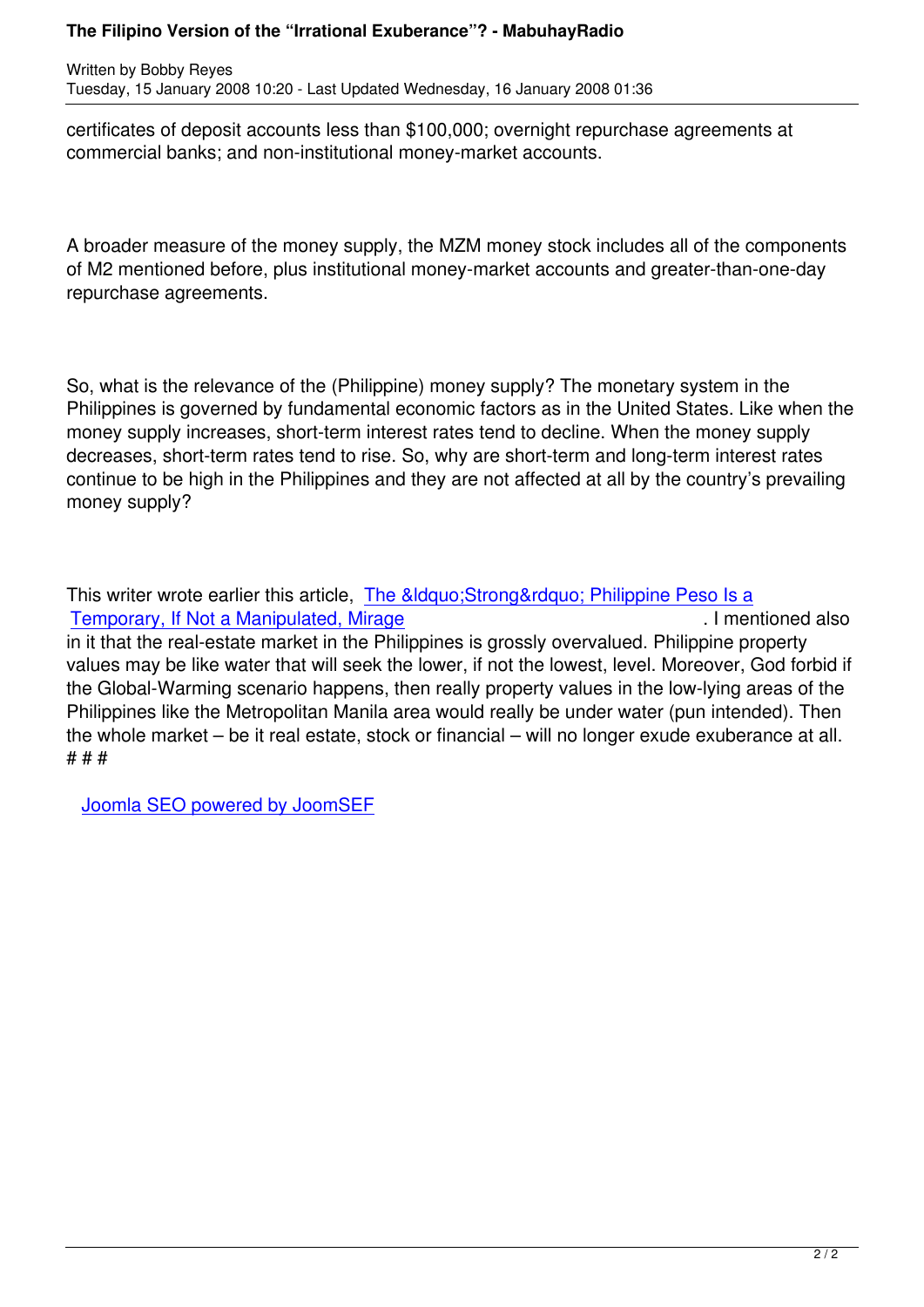certificates of deposit accounts less than $100,000; overnight repurchase agreements at commercial banks; and non-institutional money-market accounts.

A broader measure of the money supply, the MZM money stock includes all of the components of M2 mentioned before, plus institutional money-market accounts and greater-than-one-day repurchase agreements.

So, what is the relevance of the (Philippine) money supply? The monetary system in the Philippines is governed by fundamental economic factors as in the United States. Like when the money supply increases, short-term interest rates tend to decline. When the money supply decreases, short-term rates tend to rise. So, why are short-term and long-term interest rates continue to be high in the Philippines and they are not affected at all by the country's prevailing money supply?

This writer wrote earlier this article, The &ldquo;Strong&rdquo; Philippine Peso Is a Temporary, If Not a Manipulated, Mirage. I mentioned also in it that the real-estate market in the Philippines is grossly overvalued. Philippine property values may be like water that will seek the lower, if not the lowest, level. Moreover, God forbid if the Global-Warming scenario happens, then really property values in the low-lying areas of the Philippines like the Metropolitan Manila area would really be under water (pun intended). Then the whole market – be it real estate, stock or financial – will no longer exude exuberance at all.
# # #

Joomla SEO powered by JoomSEF